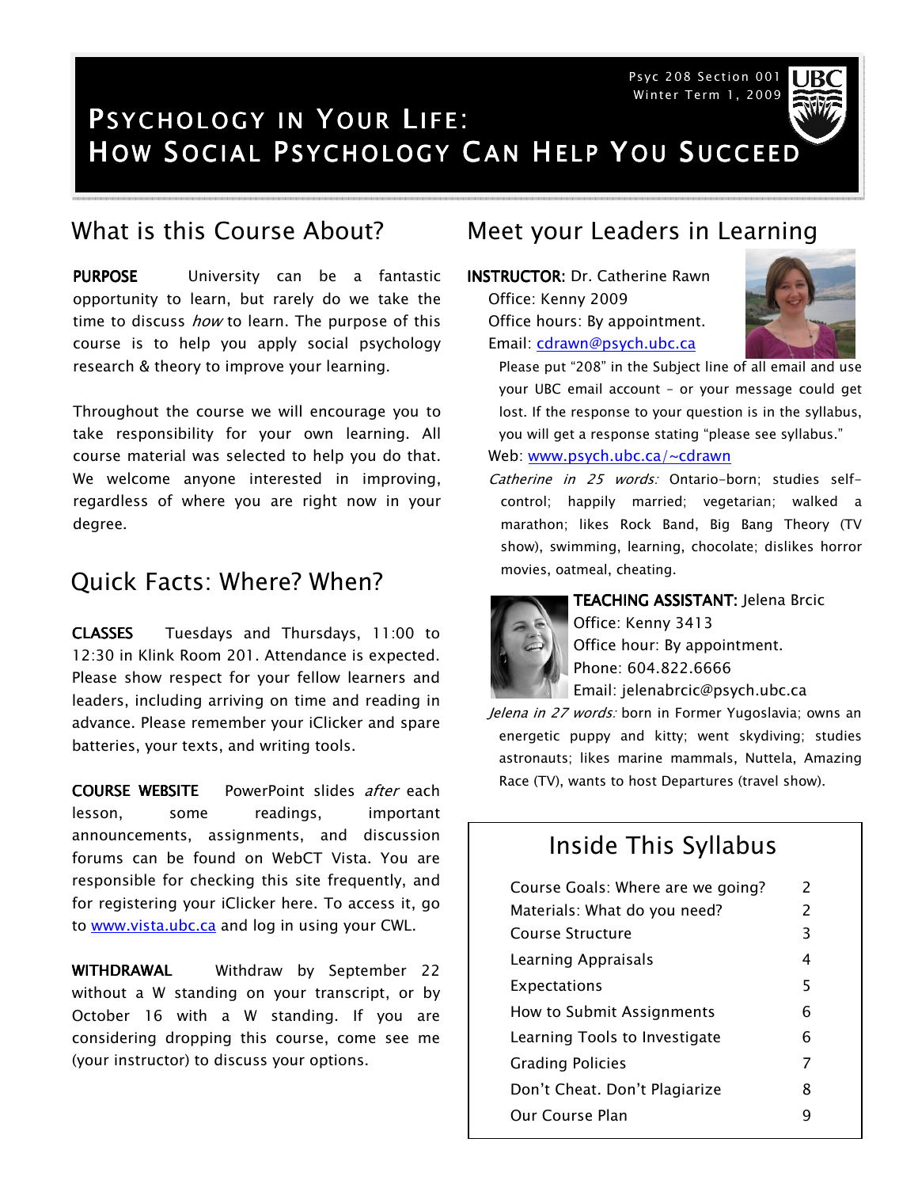Psyc 208 Section 001
Winter Term 1, 2009

# Psychology in Your Life: How Social Psychology Can Help You Succeed

## What is this Course About?

**PURPOSE** University can be a fantastic opportunity to learn, but rarely do we take the time to discuss *how* to learn. The purpose of this course is to help you apply social psychology research & theory to improve your learning.

Throughout the course we will encourage you to take responsibility for your own learning. All course material was selected to help you do that. We welcome anyone interested in improving, regardless of where you are right now in your degree.

## Quick Facts: Where? When?

**CLASSES** Tuesdays and Thursdays, 11:00 to 12:30 in Klink Room 201. Attendance is expected. Please show respect for your fellow learners and leaders, including arriving on time and reading in advance. Please remember your iClicker and spare batteries, your texts, and writing tools.

**COURSE WEBSITE** PowerPoint slides *after* each lesson, some readings, important announcements, assignments, and discussion forums can be found on WebCT Vista. You are responsible for checking this site frequently, and for registering your iClicker here. To access it, go to www.vista.ubc.ca and log in using your CWL.

**WITHDRAWAL** Withdraw by September 22 without a W standing on your transcript, or by October 16 with a W standing. If you are considering dropping this course, come see me (your instructor) to discuss your options.

## Meet your Leaders in Learning

**INSTRUCTOR:** Dr. Catherine Rawn
Office: Kenny 2009
Office hours: By appointment.
Email: cdrawn@psych.ubc.ca
Please put "208" in the Subject line of all email and use your UBC email account – or your message could get lost. If the response to your question is in the syllabus, you will get a response stating "please see syllabus."
Web: www.psych.ubc.ca/~cdrawn

*Catherine in 25 words:* Ontario-born; studies self-control; happily married; vegetarian; walked a marathon; likes Rock Band, Big Bang Theory (TV show), swimming, learning, chocolate; dislikes horror movies, oatmeal, cheating.

**TEACHING ASSISTANT:** Jelena Brcic
Office: Kenny 3413
Office hour: By appointment.
Phone: 604.822.6666
Email: jelenabrcic@psych.ubc.ca

*Jelena in 27 words:* born in Former Yugoslavia; owns an energetic puppy and kitty; went skydiving; studies astronauts; likes marine mammals, Nuttela, Amazing Race (TV), wants to host Departures (travel show).

## Inside This Syllabus

| | |
|---|---|
| Course Goals: Where are we going? | 2 |
| Materials: What do you need? | 2 |
| Course Structure | 3 |
| Learning Appraisals | 4 |
| Expectations | 5 |
| How to Submit Assignments | 6 |
| Learning Tools to Investigate | 6 |
| Grading Policies | 7 |
| Don't Cheat. Don't Plagiarize | 8 |
| Our Course Plan | 9 |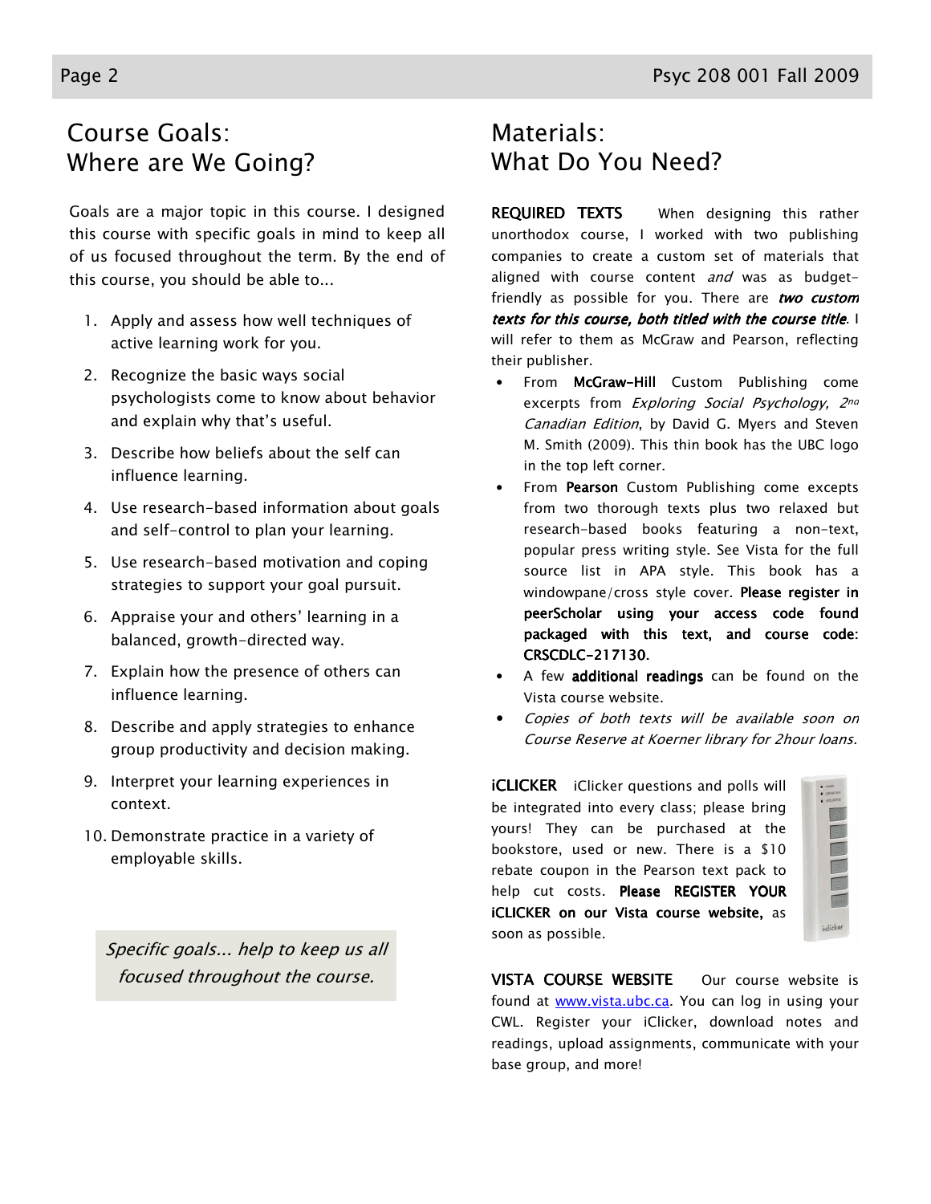## Course Goals: Where are We Going?

Goals are a major topic in this course. I designed this course with specific goals in mind to keep all of us focused throughout the term. By the end of this course, you should be able to...

1. Apply and assess how well techniques of active learning work for you.
2. Recognize the basic ways social psychologists come to know about behavior and explain why that's useful.
3. Describe how beliefs about the self can influence learning.
4. Use research-based information about goals and self-control to plan your learning.
5. Use research-based motivation and coping strategies to support your goal pursuit.
6. Appraise your and others' learning in a balanced, growth-directed way.
7. Explain how the presence of others can influence learning.
8. Describe and apply strategies to enhance group productivity and decision making.
9. Interpret your learning experiences in context.
10. Demonstrate practice in a variety of employable skills.

*Specific goals... help to keep us all focused throughout the course.*

## Materials: What Do You Need?

**REQUIRED TEXTS** When designing this rather unorthodox course, I worked with two publishing companies to create a custom set of materials that aligned with course content *and* was as budget-friendly as possible for you. There are ***two custom texts for this course, both titled with the course title***. I will refer to them as McGraw and Pearson, reflecting their publisher.

- From **McGraw-Hill** Custom Publishing come excerpts from *Exploring Social Psychology, 2nd Canadian Edition*, by David G. Myers and Steven M. Smith (2009). This thin book has the UBC logo in the top left corner.
- From **Pearson** Custom Publishing come excepts from two thorough texts plus two relaxed but research-based books featuring a non-text, popular press writing style. See Vista for the full source list in APA style. This book has a windowpane/cross style cover. **Please register in peerScholar using your access code found packaged with this text, and course code: CRSCDLC-217130.**
- A few **additional readings** can be found on the Vista course website.
- *Copies of both texts will be available soon on Course Reserve at Koerner library for 2hour loans.*

**iCLICKER** iClicker questions and polls will be integrated into every class; please bring yours! They can be purchased at the bookstore, used or new. There is a $10 rebate coupon in the Pearson text pack to help cut costs. **Please REGISTER YOUR iCLICKER on our Vista course website,** as soon as possible.

**VISTA COURSE WEBSITE** Our course website is found at www.vista.ubc.ca. You can log in using your CWL. Register your iClicker, download notes and readings, upload assignments, communicate with your base group, and more!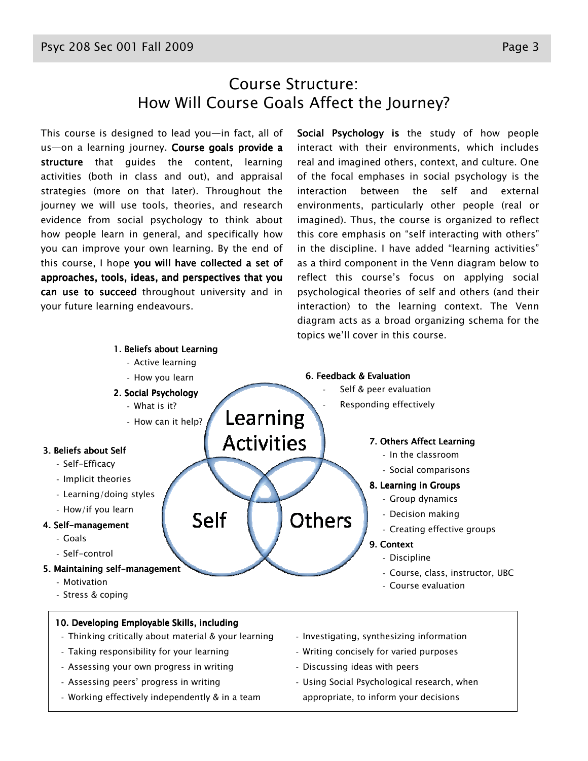# Course Structure: How Will Course Goals Affect the Journey?

This course is designed to lead you—in fact, all of us—on a learning journey. **Course goals provide a structure** that guides the content, learning activities (both in class and out), and appraisal strategies (more on that later). Throughout the journey we will use tools, theories, and research evidence from social psychology to think about how people learn in general, and specifically how you can improve your own learning. By the end of this course, I hope **you will have collected a set of approaches, tools, ideas, and perspectives that you can use to succeed** throughout university and in your future learning endeavours.

**Social Psychology is** the study of how people interact with their environments, which includes real and imagined others, context, and culture. One of the focal emphases in social psychology is the interaction between the self and external environments, particularly other people (real or imagined). Thus, the course is organized to reflect this core emphasis on "self interacting with others" in the discipline. I have added "learning activities" as a third component in the Venn diagram below to reflect this course's focus on applying social psychological theories of self and others (and their interaction) to the learning context. The Venn diagram acts as a broad organizing schema for the topics we'll cover in this course.

Learning Activities / Self / Others

**1. Beliefs about Learning**
- Active learning
- How you learn

**2. Social Psychology**
- What is it?
- How can it help?

**3. Beliefs about Self**
- Self-Efficacy
- Implicit theories
- Learning/doing styles
- How/if you learn

**4. Self-management**
- Goals
- Self-control

**5. Maintaining self-management**
- Motivation
- Stress & coping

**6. Feedback & Evaluation**
- Self & peer evaluation
- Responding effectively

**7. Others Affect Learning**
- In the classroom
- Social comparisons

**8. Learning in Groups**
- Group dynamics
- Decision making
- Creating effective groups

**9. Context**
- Discipline
- Course, class, instructor, UBC
- Course evaluation

**10. Developing Employable Skills, including**
- Thinking critically about material & your learning
- Taking responsibility for your learning
- Assessing your own progress in writing
- Assessing peers' progress in writing
- Working effectively independently & in a team
- Investigating, synthesizing information
- Writing concisely for varied purposes
- Discussing ideas with peers
- Using Social Psychological research, when appropriate, to inform your decisions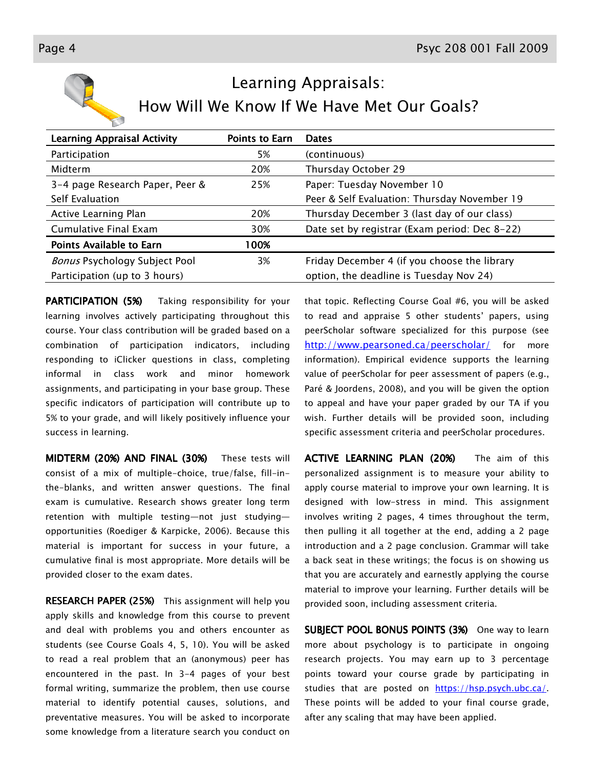# Learning Appraisals: How Will We Know If We Have Met Our Goals?

| Learning Appraisal Activity | Points to Earn | Dates |
|---|---|---|
| Participation | 5% | (continuous) |
| Midterm | 20% | Thursday October 29 |
| 3-4 page Research Paper, Peer & Self Evaluation | 25% | Paper: Tuesday November 10<br>Peer & Self Evaluation: Thursday November 19 |
| Active Learning Plan | 20% | Thursday December 3 (last day of our class) |
| Cumulative Final Exam | 30% | Date set by registrar (Exam period: Dec 8-22) |
| **Points Available to Earn** | **100%** | |
| *Bonus* Psychology Subject Pool Participation (up to 3 hours) | 3% | Friday December 4 (if you choose the library option, the deadline is Tuesday Nov 24) |

**PARTICIPATION (5%)** Taking responsibility for your learning involves actively participating throughout this course. Your class contribution will be graded based on a combination of participation indicators, including responding to iClicker questions in class, completing informal in class work and minor homework assignments, and participating in your base group. These specific indicators of participation will contribute up to 5% to your grade, and will likely positively influence your success in learning.

**MIDTERM (20%) AND FINAL (30%)** These tests will consist of a mix of multiple-choice, true/false, fill-in-the-blanks, and written answer questions. The final exam is cumulative. Research shows greater long term retention with multiple testing—not just studying—opportunities (Roediger & Karpicke, 2006). Because this material is important for success in your future, a cumulative final is most appropriate. More details will be provided closer to the exam dates.

**RESEARCH PAPER (25%)** This assignment will help you apply skills and knowledge from this course to prevent and deal with problems you and others encounter as students (see Course Goals 4, 5, 10). You will be asked to read a real problem that an (anonymous) peer has encountered in the past. In 3-4 pages of your best formal writing, summarize the problem, then use course material to identify potential causes, solutions, and preventative measures. You will be asked to incorporate some knowledge from a literature search you conduct on that topic. Reflecting Course Goal #6, you will be asked to read and appraise 5 other students' papers, using peerScholar software specialized for this purpose (see http://www.pearsoned.ca/peerscholar/ for more information). Empirical evidence supports the learning value of peerScholar for peer assessment of papers (e.g., Paré & Joordens, 2008), and you will be given the option to appeal and have your paper graded by our TA if you wish. Further details will be provided soon, including specific assessment criteria and peerScholar procedures.

**ACTIVE LEARNING PLAN (20%)** The aim of this personalized assignment is to measure your ability to apply course material to improve your own learning. It is designed with low-stress in mind. This assignment involves writing 2 pages, 4 times throughout the term, then pulling it all together at the end, adding a 2 page introduction and a 2 page conclusion. Grammar will take a back seat in these writings; the focus is on showing us that you are accurately and earnestly applying the course material to improve your learning. Further details will be provided soon, including assessment criteria.

**SUBJECT POOL BONUS POINTS (3%)** One way to learn more about psychology is to participate in ongoing research projects. You may earn up to 3 percentage points toward your course grade by participating in studies that are posted on https://hsp.psych.ubc.ca/. These points will be added to your final course grade, after any scaling that may have been applied.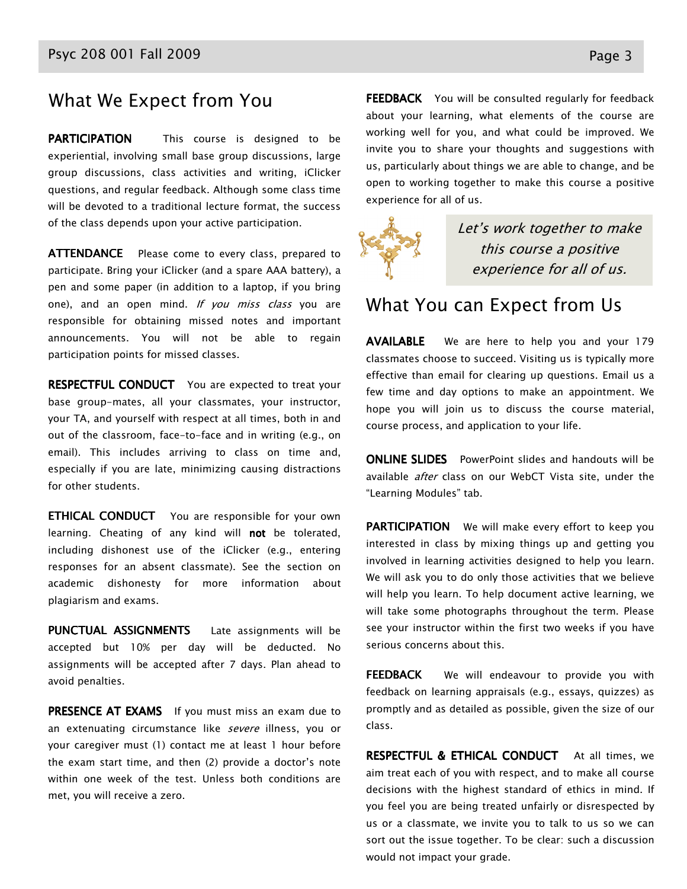## What We Expect from You

**PARTICIPATION** This course is designed to be experiential, involving small base group discussions, large group discussions, class activities and writing, iClicker questions, and regular feedback. Although some class time will be devoted to a traditional lecture format, the success of the class depends upon your active participation.

**ATTENDANCE** Please come to every class, prepared to participate. Bring your iClicker (and a spare AAA battery), a pen and some paper (in addition to a laptop, if you bring one), and an open mind. *If you miss class* you are responsible for obtaining missed notes and important announcements. You will not be able to regain participation points for missed classes.

**RESPECTFUL CONDUCT** You are expected to treat your base group-mates, all your classmates, your instructor, your TA, and yourself with respect at all times, both in and out of the classroom, face-to-face and in writing (e.g., on email). This includes arriving to class on time and, especially if you are late, minimizing causing distractions for other students.

**ETHICAL CONDUCT** You are responsible for your own learning. Cheating of any kind will **not** be tolerated, including dishonest use of the iClicker (e.g., entering responses for an absent classmate). See the section on academic dishonesty for more information about plagiarism and exams.

**PUNCTUAL ASSIGNMENTS** Late assignments will be accepted but 10% per day will be deducted. No assignments will be accepted after 7 days. Plan ahead to avoid penalties.

**PRESENCE AT EXAMS** If you must miss an exam due to an extenuating circumstance like *severe* illness, you or your caregiver must (1) contact me at least 1 hour before the exam start time, and then (2) provide a doctor's note within one week of the test. Unless both conditions are met, you will receive a zero.

**FEEDBACK** You will be consulted regularly for feedback about your learning, what elements of the course are working well for you, and what could be improved. We invite you to share your thoughts and suggestions with us, particularly about things we are able to change, and be open to working together to make this course a positive experience for all of us.

*Let's work together to make this course a positive experience for all of us.*

## What You can Expect from Us

**AVAILABLE** We are here to help you and your 179 classmates choose to succeed. Visiting us is typically more effective than email for clearing up questions. Email us a few time and day options to make an appointment. We hope you will join us to discuss the course material, course process, and application to your life.

**ONLINE SLIDES** PowerPoint slides and handouts will be available *after* class on our WebCT Vista site, under the "Learning Modules" tab.

**PARTICIPATION** We will make every effort to keep you interested in class by mixing things up and getting you involved in learning activities designed to help you learn. We will ask you to do only those activities that we believe will help you learn. To help document active learning, we will take some photographs throughout the term. Please see your instructor within the first two weeks if you have serious concerns about this.

**FEEDBACK** We will endeavour to provide you with feedback on learning appraisals (e.g., essays, quizzes) as promptly and as detailed as possible, given the size of our class.

**RESPECTFUL & ETHICAL CONDUCT** At all times, we aim treat each of you with respect, and to make all course decisions with the highest standard of ethics in mind. If you feel you are being treated unfairly or disrespected by us or a classmate, we invite you to talk to us so we can sort out the issue together. To be clear: such a discussion would not impact your grade.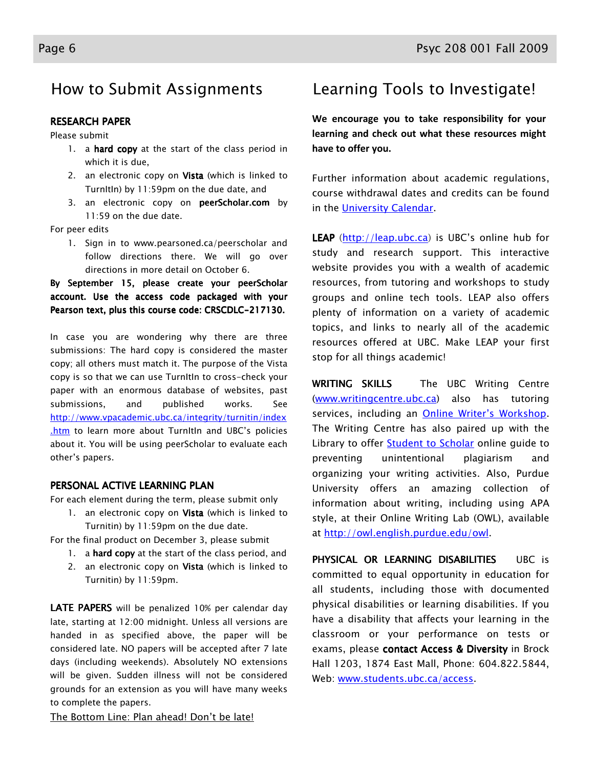## How to Submit Assignments

**RESEARCH PAPER**

Please submit

1. a **hard copy** at the start of the class period in which it is due,
2. an electronic copy on **Vista** (which is linked to TurnItIn) by 11:59pm on the due date, and
3. an electronic copy on **peerScholar.com** by 11:59 on the due date.

For peer edits

1. Sign in to www.pearsoned.ca/peerscholar and follow directions there. We will go over directions in more detail on October 6.

**By September 15, please create your peerScholar account. Use the access code packaged with your Pearson text, plus this course code: CRSCDLC-217130.**

In case you are wondering why there are three submissions: The hard copy is considered the master copy; all others must match it. The purpose of the Vista copy is so that we can use TurnItIn to cross-check your paper with an enormous database of websites, past submissions, and published works. See http://www.vpacademic.ubc.ca/integrity/turnitin/index.htm to learn more about TurnItIn and UBC's policies about it. You will be using peerScholar to evaluate each other's papers.

**PERSONAL ACTIVE LEARNING PLAN**

For each element during the term, please submit only

1. an electronic copy on **Vista** (which is linked to Turnitin) by 11:59pm on the due date.

For the final product on December 3, please submit

1. a **hard copy** at the start of the class period, and
2. an electronic copy on **Vista** (which is linked to Turnitin) by 11:59pm.

**LATE PAPERS** will be penalized 10% per calendar day late, starting at 12:00 midnight. Unless all versions are handed in as specified above, the paper will be considered late. NO papers will be accepted after 7 late days (including weekends). Absolutely NO extensions will be given. Sudden illness will not be considered grounds for an extension as you will have many weeks to complete the papers.

The Bottom Line: Plan ahead! Don't be late!

## Learning Tools to Investigate!

**We encourage you to take responsibility for your learning and check out what these resources might have to offer you.**

Further information about academic regulations, course withdrawal dates and credits can be found in the University Calendar.

**LEAP** (http://leap.ubc.ca) is UBC's online hub for study and research support. This interactive website provides you with a wealth of academic resources, from tutoring and workshops to study groups and online tech tools. LEAP also offers plenty of information on a variety of academic topics, and links to nearly all of the academic resources offered at UBC. Make LEAP your first stop for all things academic!

**WRITING SKILLS** The UBC Writing Centre (www.writingcentre.ubc.ca) also has tutoring services, including an Online Writer's Workshop. The Writing Centre has also paired up with the Library to offer Student to Scholar online guide to preventing unintentional plagiarism and organizing your writing activities. Also, Purdue University offers an amazing collection of information about writing, including using APA style, at their Online Writing Lab (OWL), available at http://owl.english.purdue.edu/owl.

**PHYSICAL OR LEARNING DISABILITIES** UBC is committed to equal opportunity in education for all students, including those with documented physical disabilities or learning disabilities. If you have a disability that affects your learning in the classroom or your performance on tests or exams, please **contact Access & Diversity** in Brock Hall 1203, 1874 East Mall, Phone: 604.822.5844, Web: www.students.ubc.ca/access.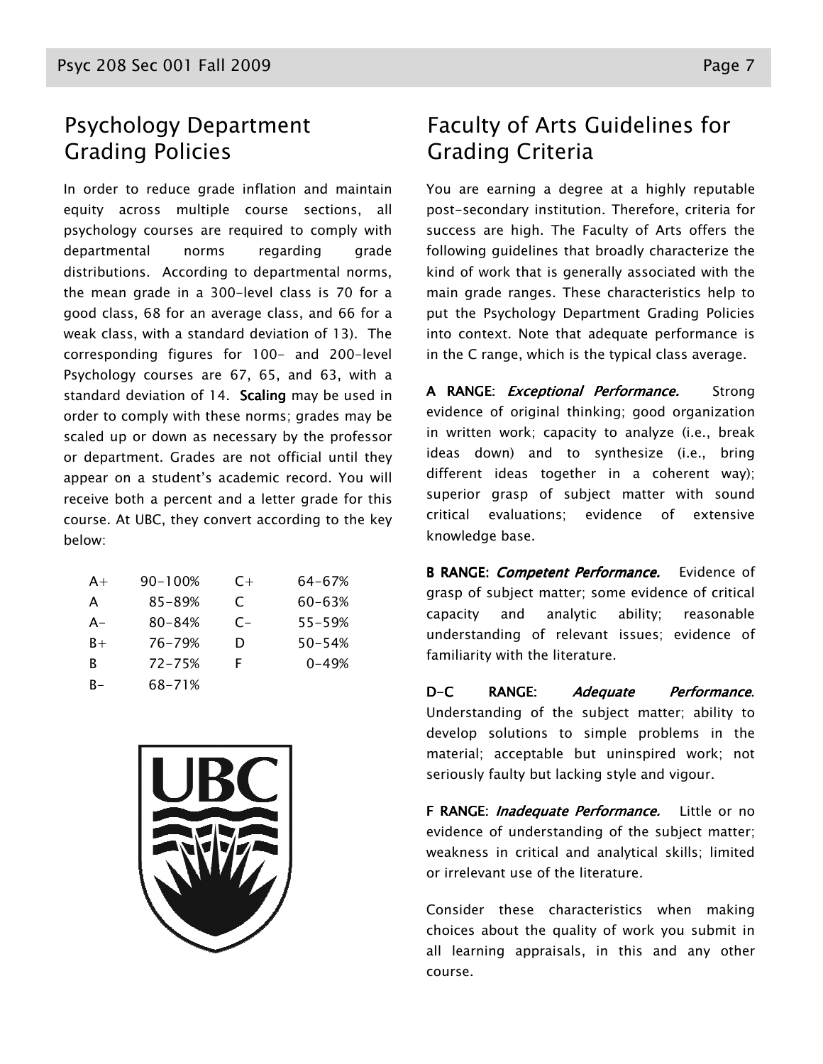## Psychology Department Grading Policies

In order to reduce grade inflation and maintain equity across multiple course sections, all psychology courses are required to comply with departmental norms regarding grade distributions. According to departmental norms, the mean grade in a 300-level class is 70 for a good class, 68 for an average class, and 66 for a weak class, with a standard deviation of 13). The corresponding figures for 100- and 200-level Psychology courses are 67, 65, and 63, with a standard deviation of 14. **Scaling** may be used in order to comply with these norms; grades may be scaled up or down as necessary by the professor or department. Grades are not official until they appear on a student's academic record. You will receive both a percent and a letter grade for this course. At UBC, they convert according to the key below:

| | | | |
|---|---|---|---|
| A+ | 90-100% | C+ | 64-67% |
| A | 85-89% | C | 60-63% |
| A- | 80-84% | C- | 55-59% |
| B+ | 76-79% | D | 50-54% |
| B | 72-75% | F | 0-49% |
| B- | 68-71% | | |

## Faculty of Arts Guidelines for Grading Criteria

You are earning a degree at a highly reputable post-secondary institution. Therefore, criteria for success are high. The Faculty of Arts offers the following guidelines that broadly characterize the kind of work that is generally associated with the main grade ranges. These characteristics help to put the Psychology Department Grading Policies into context. Note that adequate performance is in the C range, which is the typical class average.

**A RANGE**: ***Exceptional Performance.*** Strong evidence of original thinking; good organization in written work; capacity to analyze (i.e., break ideas down) and to synthesize (i.e., bring different ideas together in a coherent way); superior grasp of subject matter with sound critical evaluations; evidence of extensive knowledge base.

**B RANGE:** ***Competent Performance.*** Evidence of grasp of subject matter; some evidence of critical capacity and analytic ability; reasonable understanding of relevant issues; evidence of familiarity with the literature.

**D-C RANGE**: ***Adequate Performance***. Understanding of the subject matter; ability to develop solutions to simple problems in the material; acceptable but uninspired work; not seriously faulty but lacking style and vigour.

**F RANGE**: ***Inadequate Performance.*** Little or no evidence of understanding of the subject matter; weakness in critical and analytical skills; limited or irrelevant use of the literature.

Consider these characteristics when making choices about the quality of work you submit in all learning appraisals, in this and any other course.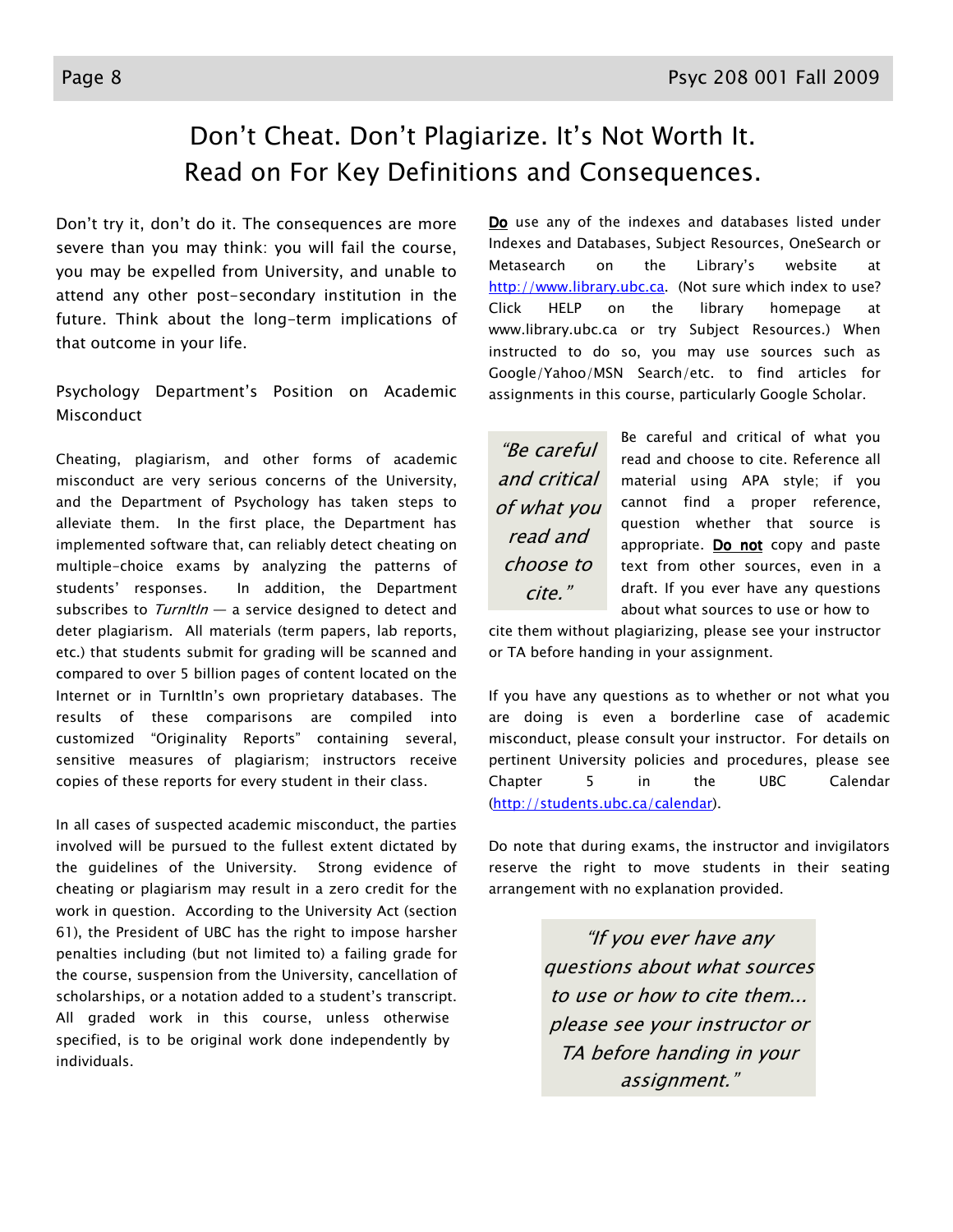# Don't Cheat. Don't Plagiarize. It's Not Worth It. Read on For Key Definitions and Consequences.

Don't try it, don't do it. The consequences are more severe than you may think: you will fail the course, you may be expelled from University, and unable to attend any other post-secondary institution in the future. Think about the long-term implications of that outcome in your life.

## Psychology Department's Position on Academic Misconduct

Cheating, plagiarism, and other forms of academic misconduct are very serious concerns of the University, and the Department of Psychology has taken steps to alleviate them. In the first place, the Department has implemented software that, can reliably detect cheating on multiple-choice exams by analyzing the patterns of students' responses. In addition, the Department subscribes to *TurnItIn* — a service designed to detect and deter plagiarism. All materials (term papers, lab reports, etc.) that students submit for grading will be scanned and compared to over 5 billion pages of content located on the Internet or in TurnItIn's own proprietary databases. The results of these comparisons are compiled into customized "Originality Reports" containing several, sensitive measures of plagiarism; instructors receive copies of these reports for every student in their class.

In all cases of suspected academic misconduct, the parties involved will be pursued to the fullest extent dictated by the guidelines of the University. Strong evidence of cheating or plagiarism may result in a zero credit for the work in question. According to the University Act (section 61), the President of UBC has the right to impose harsher penalties including (but not limited to) a failing grade for the course, suspension from the University, cancellation of scholarships, or a notation added to a student's transcript. All graded work in this course, unless otherwise specified, is to be original work done independently by individuals.

**Do** use any of the indexes and databases listed under Indexes and Databases, Subject Resources, OneSearch or Metasearch on the Library's website at http://www.library.ubc.ca. (Not sure which index to use? Click HELP on the library homepage at www.library.ubc.ca or try Subject Resources.) When instructed to do so, you may use sources such as Google/Yahoo/MSN Search/etc. to find articles for assignments in this course, particularly Google Scholar.

*"Be careful and critical of what you read and choose to cite."*

Be careful and critical of what you read and choose to cite. Reference all material using APA style; if you cannot find a proper reference, question whether that source is appropriate. **Do not** copy and paste text from other sources, even in a draft. If you ever have any questions about what sources to use or how to cite them without plagiarizing, please see your instructor or TA before handing in your assignment.

If you have any questions as to whether or not what you are doing is even a borderline case of academic misconduct, please consult your instructor. For details on pertinent University policies and procedures, please see Chapter 5 in the UBC Calendar (http://students.ubc.ca/calendar).

Do note that during exams, the instructor and invigilators reserve the right to move students in their seating arrangement with no explanation provided.

*"If you ever have any questions about what sources to use or how to cite them... please see your instructor or TA before handing in your assignment."*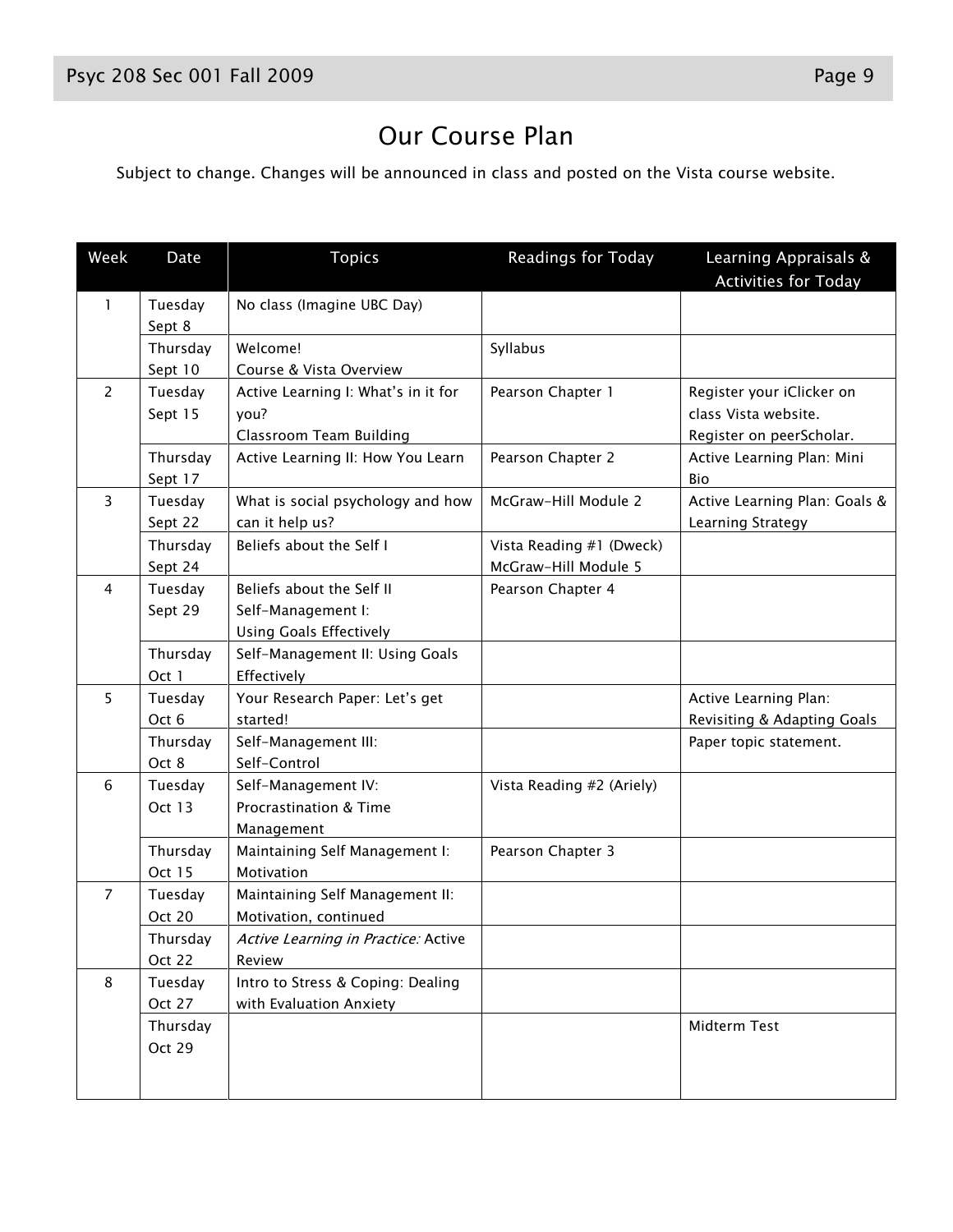# Our Course Plan

Subject to change. Changes will be announced in class and posted on the Vista course website.

| Week | Date | Topics | Readings for Today | Learning Appraisals & Activities for Today |
|---|---|---|---|---|
| 1 | Tuesday Sept 8 | No class (Imagine UBC Day) | | |
| | Thursday Sept 10 | Welcome! Course & Vista Overview | Syllabus | |
| 2 | Tuesday Sept 15 | Active Learning I: What's in it for you? Classroom Team Building | Pearson Chapter 1 | Register your iClicker on class Vista website. Register on peerScholar. |
| | Thursday Sept 17 | Active Learning II: How You Learn | Pearson Chapter 2 | Active Learning Plan: Mini Bio |
| 3 | Tuesday Sept 22 | What is social psychology and how can it help us? | McGraw-Hill Module 2 | Active Learning Plan: Goals & Learning Strategy |
| | Thursday Sept 24 | Beliefs about the Self I | Vista Reading #1 (Dweck) McGraw-Hill Module 5 | |
| 4 | Tuesday Sept 29 | Beliefs about the Self II Self-Management I: Using Goals Effectively | Pearson Chapter 4 | |
| | Thursday Oct 1 | Self-Management II: Using Goals Effectively | | |
| 5 | Tuesday Oct 6 | Your Research Paper: Let's get started! | | Active Learning Plan: Revisiting & Adapting Goals |
| | Thursday Oct 8 | Self-Management III: Self-Control | | Paper topic statement. |
| 6 | Tuesday Oct 13 | Self-Management IV: Procrastination & Time Management | Vista Reading #2 (Ariely) | |
| | Thursday Oct 15 | Maintaining Self Management I: Motivation | Pearson Chapter 3 | |
| 7 | Tuesday Oct 20 | Maintaining Self Management II: Motivation, continued | | |
| | Thursday Oct 22 | *Active Learning in Practice:* Active Review | | |
| 8 | Tuesday Oct 27 | Intro to Stress & Coping: Dealing with Evaluation Anxiety | | |
| | Thursday Oct 29 | | | Midterm Test |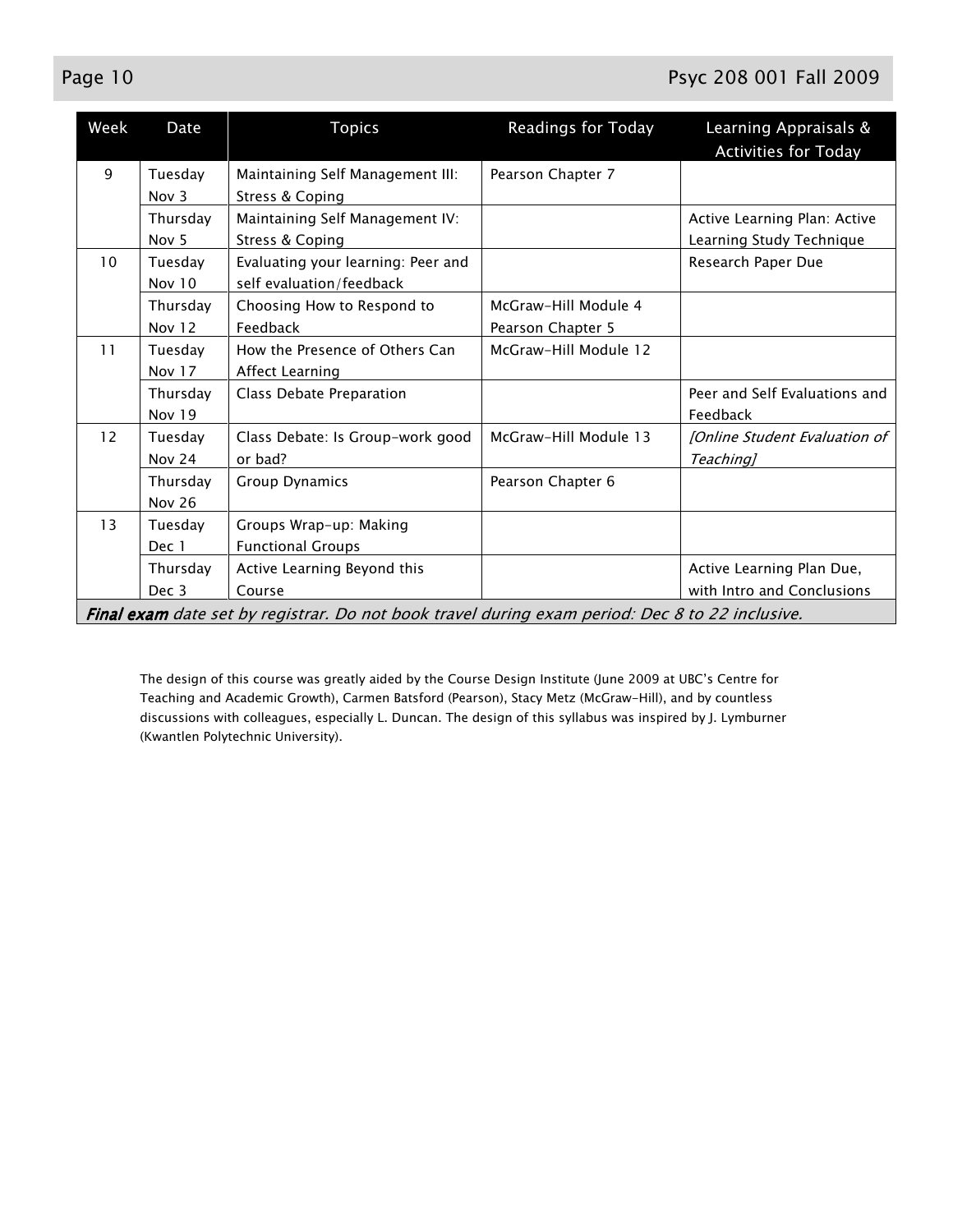| Week | Date | Topics | Readings for Today | Learning Appraisals & Activities for Today |
|---|---|---|---|---|
| 9 | Tuesday Nov 3 | Maintaining Self Management III: Stress & Coping | Pearson Chapter 7 | |
| | Thursday Nov 5 | Maintaining Self Management IV: Stress & Coping | | Active Learning Plan: Active Learning Study Technique |
| 10 | Tuesday Nov 10 | Evaluating your learning: Peer and self evaluation/feedback | | Research Paper Due |
| | Thursday Nov 12 | Choosing How to Respond to Feedback | McGraw-Hill Module 4 Pearson Chapter 5 | |
| 11 | Tuesday Nov 17 | How the Presence of Others Can Affect Learning | McGraw-Hill Module 12 | |
| | Thursday Nov 19 | Class Debate Preparation | | Peer and Self Evaluations and Feedback |
| 12 | Tuesday Nov 24 | Class Debate: Is Group-work good or bad? | McGraw-Hill Module 13 | *[Online Student Evaluation of Teaching]* |
| | Thursday Nov 26 | Group Dynamics | Pearson Chapter 6 | |
| 13 | Tuesday Dec 1 | Groups Wrap-up: Making Functional Groups | | |
| | Thursday Dec 3 | Active Learning Beyond this Course | | Active Learning Plan Due, with Intro and Conclusions |
| ***Final exam*** *date set by registrar. Do not book travel during exam period: Dec 8 to 22 inclusive.* | | | | |

The design of this course was greatly aided by the Course Design Institute (June 2009 at UBC's Centre for Teaching and Academic Growth), Carmen Batsford (Pearson), Stacy Metz (McGraw-Hill), and by countless discussions with colleagues, especially L. Duncan. The design of this syllabus was inspired by J. Lymburner (Kwantlen Polytechnic University).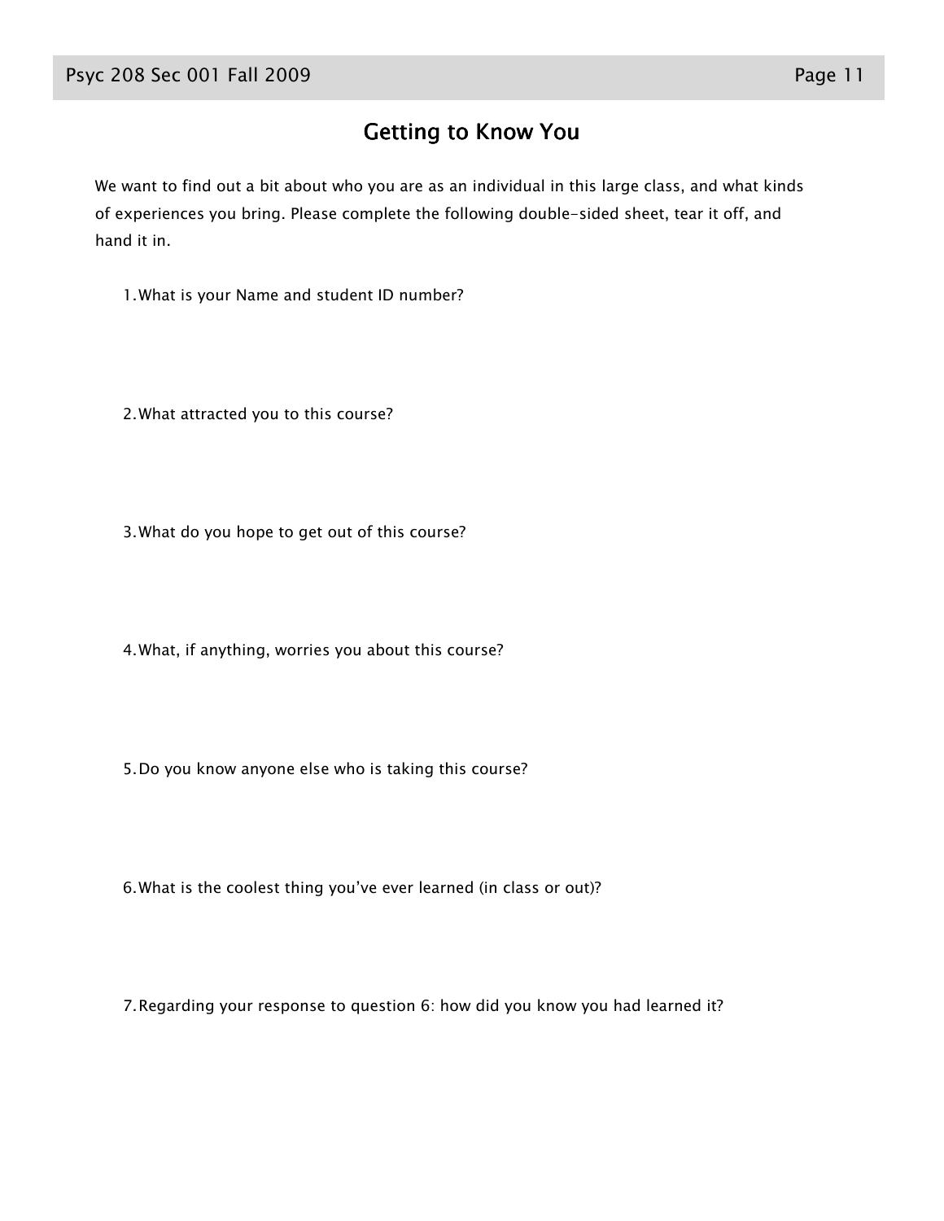# Getting to Know You

We want to find out a bit about who you are as an individual in this large class, and what kinds of experiences you bring. Please complete the following double-sided sheet, tear it off, and hand it in.

1. What is your Name and student ID number?

2. What attracted you to this course?

3. What do you hope to get out of this course?

4. What, if anything, worries you about this course?

5. Do you know anyone else who is taking this course?

6. What is the coolest thing you've ever learned (in class or out)?

7. Regarding your response to question 6: how did you know you had learned it?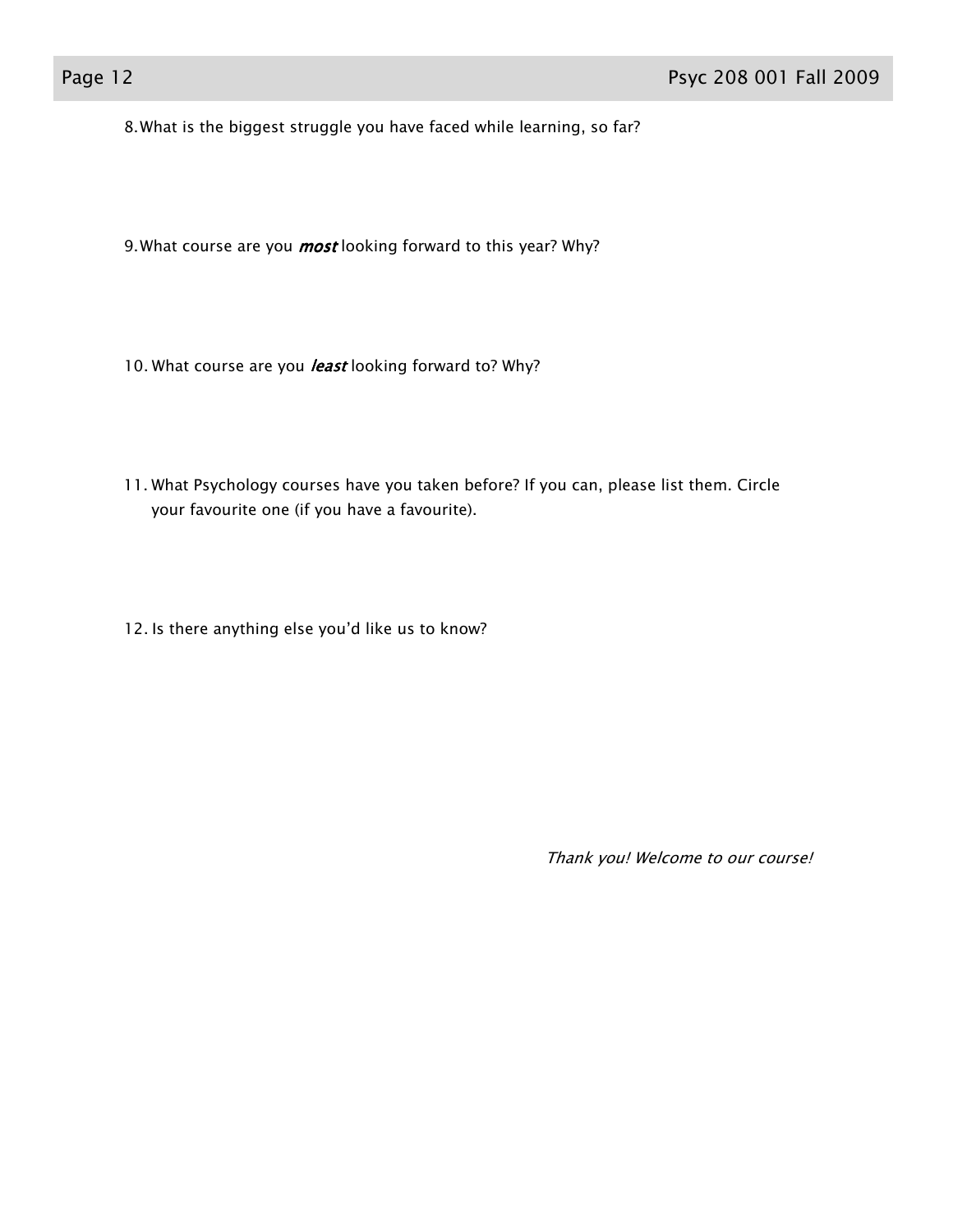8. What is the biggest struggle you have faced while learning, so far?

9. What course are you ***most*** looking forward to this year? Why?

10. What course are you ***least*** looking forward to? Why?

11. What Psychology courses have you taken before? If you can, please list them. Circle your favourite one (if you have a favourite).

12. Is there anything else you'd like us to know?

*Thank you! Welcome to our course!*